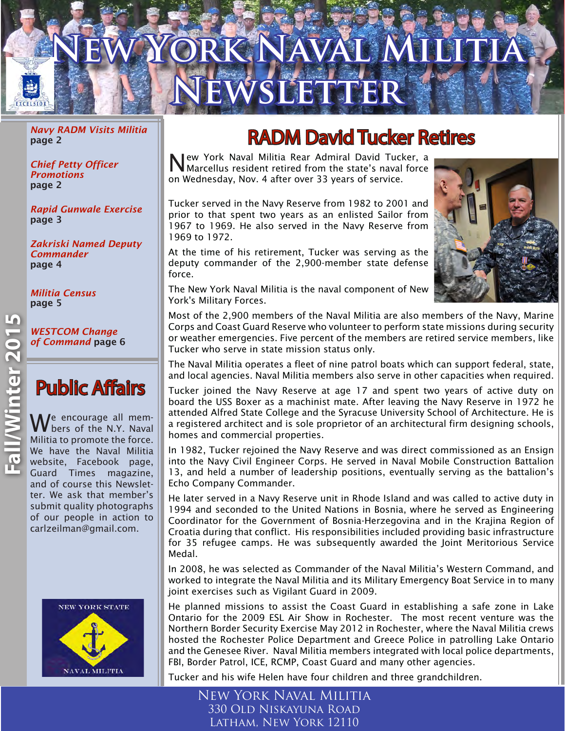# New York Naval Militia Newsletter

**Fall/Winter 2015**

*Navy RADM Visits Militia* **page 2**

*Chief Petty Officer Promotions* **page 2**

*Rapid Gunwale Exercise* **page 3**

*Zakriski Named Deputy Commander* **page 4**

*Militia Census* **page 5**

*WESTCOM Change of Command* **page 6**

## Public Affairs

We encourage all members of the N.Y. Naval Militia to promote the force. We have the Naval Militia website, Facebook page, Guard Times magazine, and of course this Newsletter. We ask that member's submit quality photographs of our people in action to carlzeilman@gmail.com.

## RADM David Tucker Retires

New York Naval Militia Rear Admiral David Tucker, a Marcellus resident retired from the state's naval force on Wednesday, Nov. 4 after over 33 years of service.

Tucker served in the Navy Reserve from 1982 to 2001 and prior to that spent two years as an enlisted Sailor from 1967 to 1969. He also served in the Navy Reserve from 1969 to 1972.

At the time of his retirement, Tucker was serving as the deputy commander of the 2,900-member state defense force.

The New York Naval Militia is the naval component of New York's Military Forces.

Most of the 2,900 members of the Naval Militia are also members of the Navy, Marine Corps and Coast Guard Reserve who volunteer to perform state missions during security or weather emergencies. Five percent of the members are retired service members, like Tucker who serve in state mission status only.

The Naval Militia operates a fleet of nine patrol boats which can support federal, state, and local agencies. Naval Militia members also serve in other capacities when required.

Tucker joined the Navy Reserve at age 17 and spent two years of active duty on board the USS Boxer as a machinist mate. After leaving the Navy Reserve in 1972 he attended Alfred State College and the Syracuse University School of Architecture. He is a registered architect and is sole proprietor of an architectural firm designing schools, homes and commercial properties.

In 1982, Tucker rejoined the Navy Reserve and was direct commissioned as an Ensign into the Navy Civil Engineer Corps. He served in Naval Mobile Construction Battalion 13, and held a number of leadership positions, eventually serving as the battalion's Echo Company Commander.

He later served in a Navy Reserve unit in Rhode Island and was called to active duty in 1994 and seconded to the United Nations in Bosnia, where he served as Engineering Coordinator for the Government of Bosnia-Herzegovina and in the Krajina Region of Croatia during that conflict. His responsibilities included providing basic infrastructure for 35 refugee camps. He was subsequently awarded the Joint Meritorious Service Medal.

In 2008, he was selected as Commander of the Naval Militia's Western Command, and worked to integrate the Naval Militia and its Military Emergency Boat Service in to many joint exercises such as Vigilant Guard in 2009.

He planned missions to assist the Coast Guard in establishing a safe zone in Lake Ontario for the 2009 ESL Air Show in Rochester. The most recent venture was the Northern Border Security Exercise May 2012 in Rochester, where the Naval Militia crews hosted the Rochester Police Department and Greece Police in patrolling Lake Ontario and the Genesee River. Naval Militia members integrated with local police departments, FBI, Border Patrol, ICE, RCMP, Coast Guard and many other agencies.

Tucker and his wife Helen have four children and three grandchildren.

New York Naval Militia
330 Old Niskayuna Road
Latham, New York 12110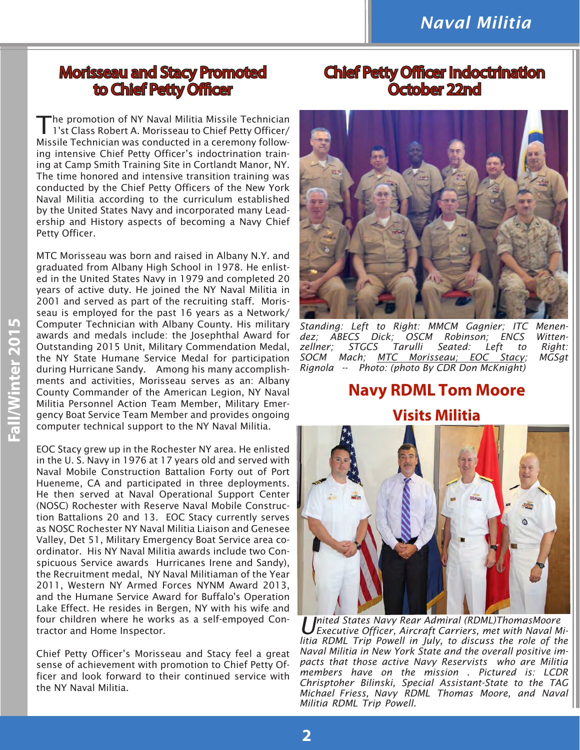## Morisseau and Stacy Promoted to Chief Petty Officer

The promotion of NY Naval Militia Missile Technician 1'st Class Robert A. Morisseau to Chief Petty Officer/ Missile Technician was conducted in a ceremony following intensive Chief Petty Officer's indoctrination training at Camp Smith Training Site in Cortlandt Manor, NY. The time honored and intensive transition training was conducted by the Chief Petty Officers of the New York Naval Militia according to the curriculum established by the United States Navy and incorporated many Leadership and History aspects of becoming a Navy Chief Petty Officer.

MTC Morisseau was born and raised in Albany N.Y. and graduated from Albany High School in 1978. He enlisted in the United States Navy in 1979 and completed 20 years of active duty. He joined the NY Naval Militia in 2001 and served as part of the recruiting staff. Morisseau is employed for the past 16 years as a Network/ Computer Technician with Albany County. His military awards and medals include: the Josephthal Award for Outstanding 2015 Unit, Military Commendation Medal, the NY State Humane Service Medal for participation during Hurricane Sandy. Among his many accomplishments and activities, Morisseau serves as an: Albany County Commander of the American Legion, NY Naval Militia Personnel Action Team Member, Military Emergency Boat Service Team Member and provides ongoing computer technical support to the NY Naval Militia.

EOC Stacy grew up in the Rochester NY area. He enlisted in the U. S. Navy in 1976 at 17 years old and served with Naval Mobile Construction Battalion Forty out of Port Hueneme, CA and participated in three deployments. He then served at Naval Operational Support Center (NOSC) Rochester with Reserve Naval Mobile Construction Battalions 20 and 13. EOC Stacy currently serves as NOSC Rochester NY Naval Militia Liaison and Genesee Valley, Det 51, Military Emergency Boat Service area coordinator. His NY Naval Militia awards include two Conspicuous Service awards Hurricanes Irene and Sandy), the Recruitment medal, NY Naval Militiaman of the Year 2011, Western NY Armed Forces NYNM Award 2013, and the Humane Service Award for Buffalo's Operation Lake Effect. He resides in Bergen, NY with his wife and four children where he works as a self-empoyed Contractor and Home Inspector.

Chief Petty Officer's Morisseau and Stacy feel a great sense of achievement with promotion to Chief Petty Officer and look forward to their continued service with the NY Naval Militia.

## Chief Petty Officer Indoctrination October 22nd

*Standing: Left to Right: MMCM Gagnier; ITC Menendez; ABECS Dick; OSCM Robinson; ENCS Wittenzellner; STGCS Tarulli Seated: Left to Right: SOCM Mach; MTC Morisseau; EOC Stacy; MGSgt Rignola -- Photo: (photo By CDR Don McKnight)*

## Navy RDML Tom Moore Visits Militia

*United States Navy Rear Admiral (RDML)ThomasMoore Executive Officer, Aircraft Carriers, met with Naval Militia RDML Trip Powell in July, to discuss the role of the Naval Militia in New York State and the overall positive impacts that those active Navy Reservists who are Militia members have on the mission . Pictured is: LCDR Chrisptoher Bilinski, Special Assistant-State to the TAG Michael Friess, Navy RDML Thomas Moore, and Naval Militia RDML Trip Powell.*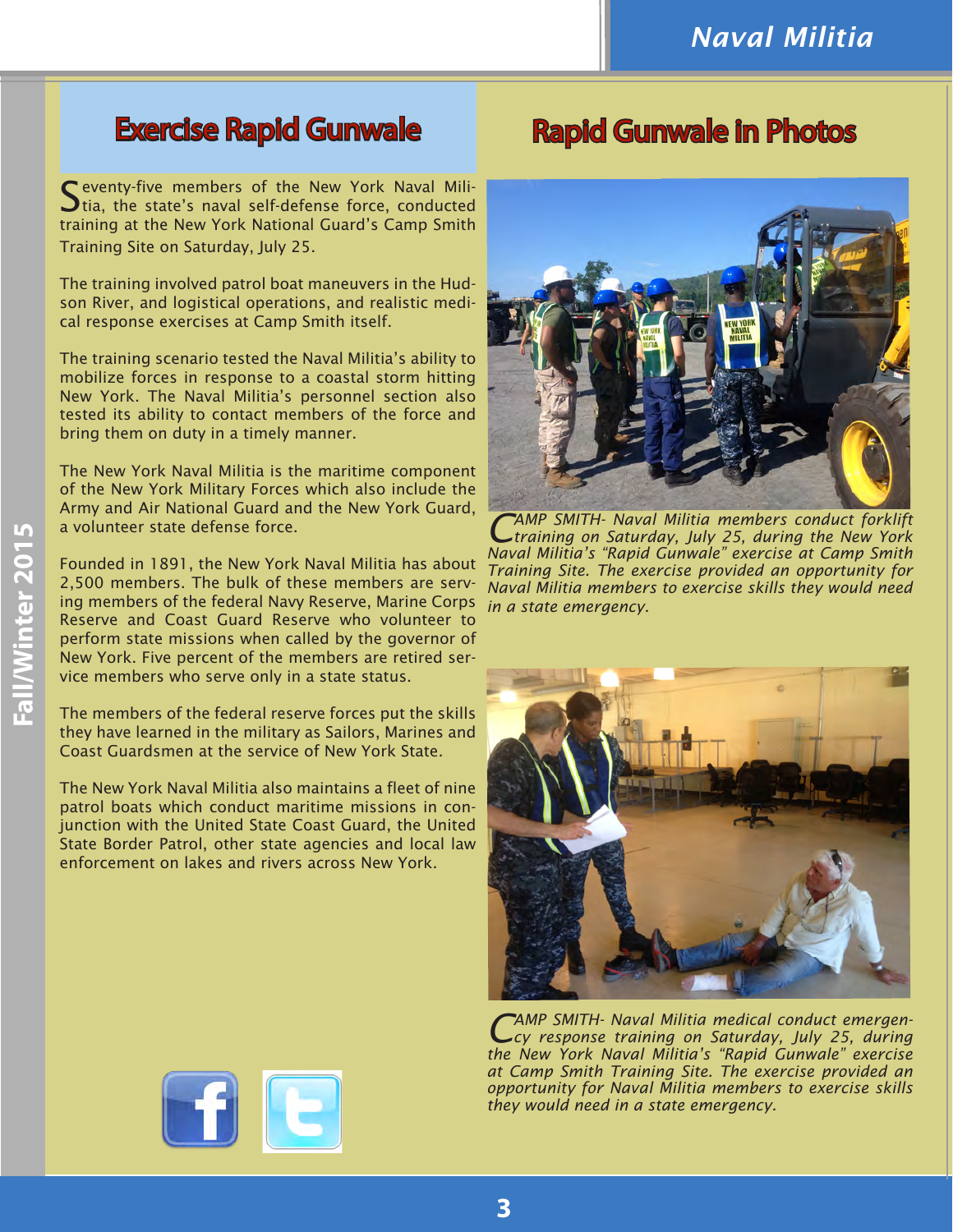## Exercise Rapid Gunwale

Seventy-five members of the New York Naval Militia, the state's naval self-defense force, conducted training at the New York National Guard's Camp Smith Training Site on Saturday, July 25.

The training involved patrol boat maneuvers in the Hudson River, and logistical operations, and realistic medical response exercises at Camp Smith itself.

The training scenario tested the Naval Militia's ability to mobilize forces in response to a coastal storm hitting New York. The Naval Militia's personnel section also tested its ability to contact members of the force and bring them on duty in a timely manner.

The New York Naval Militia is the maritime component of the New York Military Forces which also include the Army and Air National Guard and the New York Guard, a volunteer state defense force.

Founded in 1891, the New York Naval Militia has about 2,500 members. The bulk of these members are serving members of the federal Navy Reserve, Marine Corps Reserve and Coast Guard Reserve who volunteer to perform state missions when called by the governor of New York. Five percent of the members are retired service members who serve only in a state status.

The members of the federal reserve forces put the skills they have learned in the military as Sailors, Marines and Coast Guardsmen at the service of New York State.

The New York Naval Militia also maintains a fleet of nine patrol boats which conduct maritime missions in conjunction with the United State Coast Guard, the United State Border Patrol, other state agencies and local law enforcement on lakes and rivers across New York.

## Rapid Gunwale in Photos

*CAMP SMITH- Naval Militia members conduct forklift training on Saturday, July 25, during the New York Naval Militia's "Rapid Gunwale" exercise at Camp Smith Training Site. The exercise provided an opportunity for Naval Militia members to exercise skills they would need in a state emergency.*

*CAMP SMITH- Naval Militia medical conduct emergency response training on Saturday, July 25, during the New York Naval Militia's "Rapid Gunwale" exercise at Camp Smith Training Site. The exercise provided an opportunity for Naval Militia members to exercise skills they would need in a state emergency.*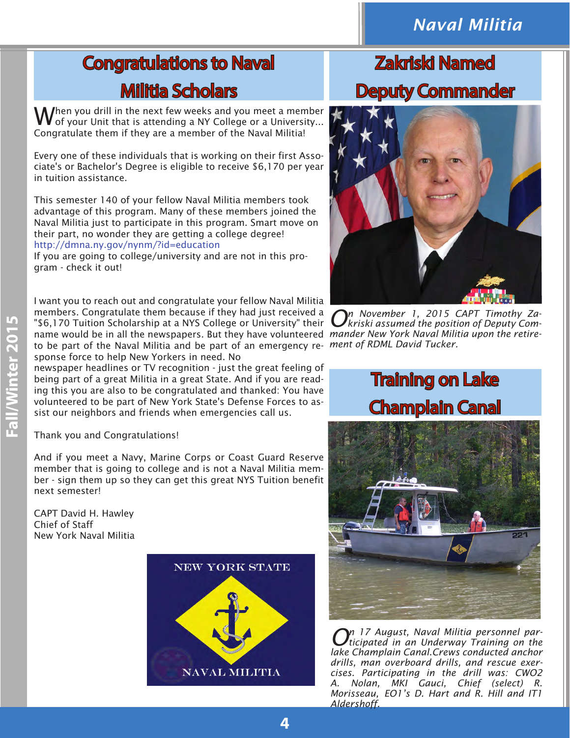## Congratulations to Naval Militia Scholars

When you drill in the next few weeks and you meet a member of your Unit that is attending a NY College or a University... Congratulate them if they are a member of the Naval Militia!

Every one of these individuals that is working on their first Associate's or Bachelor's Degree is eligible to receive $6,170 per year in tuition assistance.

This semester 140 of your fellow Naval Militia members took advantage of this program. Many of these members joined the Naval Militia just to participate in this program. Smart move on their part, no wonder they are getting a college degree!
http://dmna.ny.gov/nynm/?id=education
If you are going to college/university and are not in this program - check it out!

I want you to reach out and congratulate your fellow Naval Militia members. Congratulate them because if they had just received a "$6,170 Tuition Scholarship at a NYS College or University" their name would be in all the newspapers. But they have volunteered to be part of the Naval Militia and be part of an emergency response force to help New Yorkers in need. No newspaper headlines or TV recognition - just the great feeling of being part of a great Militia in a great State. And if you are reading this you are also to be congratulated and thanked: You have volunteered to be part of New York State's Defense Forces to assist our neighbors and friends when emergencies call us.

Thank you and Congratulations!

And if you meet a Navy, Marine Corps or Coast Guard Reserve member that is going to college and is not a Naval Militia member - sign them up so they can get this great NYS Tuition benefit next semester!

CAPT David H. Hawley
Chief of Staff
New York Naval Militia

## Zakriski Named Deputy Commander

*On November 1, 2015 CAPT Timothy Zakriski assumed the position of Deputy Commander New York Naval Militia upon the retirement of RDML David Tucker.*

## Training on Lake Champlain Canal

*On 17 August, Naval Militia personnel participated in an Underway Training on the lake Champlain Canal.Crews conducted anchor drills, man overboard drills, and rescue exercises. Participating in the drill was: CWO2 A. Nolan, MKI Gauci, Chief (select) R. Morisseau, EO1's D. Hart and R. Hill and IT1 Aldershoff.*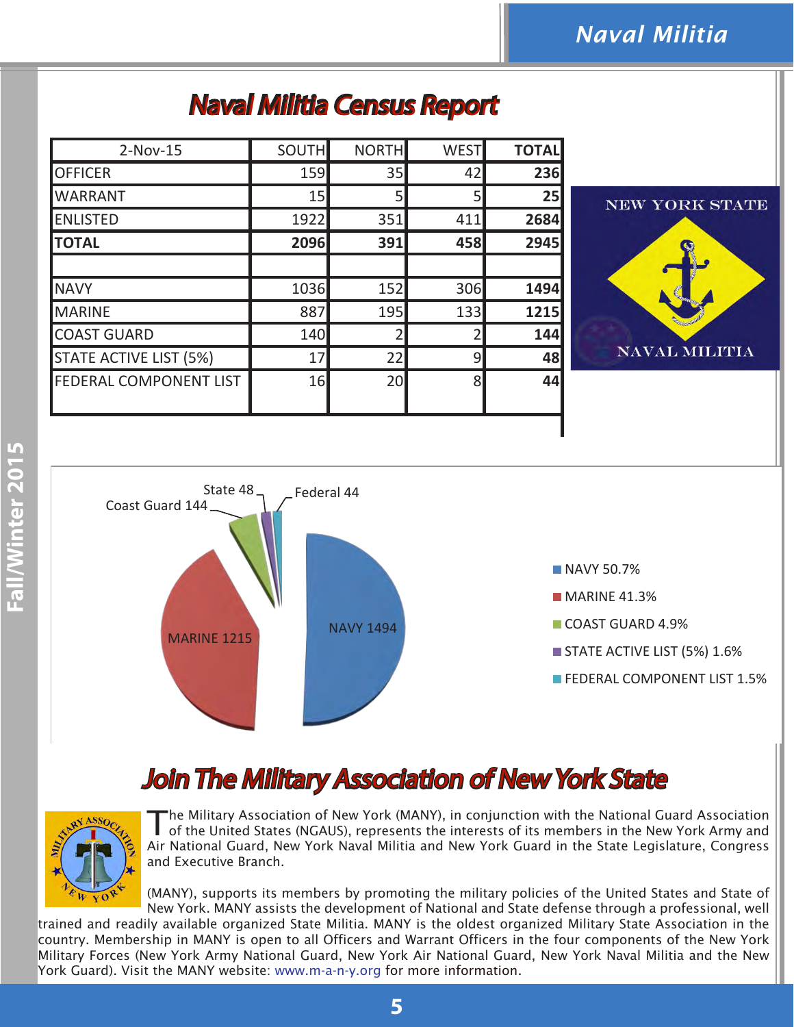## Naval Militia Census Report

| 2-Nov-15 | SOUTH | NORTH | WEST | TOTAL |
|---|---|---|---|---|
| OFFICER | 159 | 35 | 42 | **236** |
| WARRANT | 15 | 5 | 5 | **25** |
| ENLISTED | 1922 | 351 | 411 | **2684** |
| **TOTAL** | **2096** | **391** | **458** | **2945** |
| | | | | |
| NAVY | 1036 | 152 | 306 | **1494** |
| MARINE | 887 | 195 | 133 | **1215** |
| COAST GUARD | 140 | 2 | 2 | **144** |
| STATE ACTIVE LIST (5%) | 17 | 22 | 9 | **48** |
| FEDERAL COMPONENT LIST | 16 | 20 | 8 | **44** |

NEW YORK STATE NAVAL MILITIA

- NAVY 1494 — 50.7%
- MARINE 1215 — 41.3%
- COAST GUARD 144 — 4.9%
- STATE ACTIVE LIST (5%) 48 — 1.6%
- FEDERAL COMPONENT LIST 44 — 1.5%

## Join The Military Association of New York State

The Military Association of New York (MANY), in conjunction with the National Guard Association of the United States (NGAUS), represents the interests of its members in the New York Army and Air National Guard, New York Naval Militia and New York Guard in the State Legislature, Congress and Executive Branch.

(MANY), supports its members by promoting the military policies of the United States and State of New York. MANY assists the development of National and State defense through a professional, well trained and readily available organized State Militia. MANY is the oldest organized Military State Association in the country. Membership in MANY is open to all Officers and Warrant Officers in the four components of the New York Military Forces (New York Army National Guard, New York Air National Guard, New York Naval Militia and the New York Guard). Visit the MANY website: www.m-a-n-y.org for more information.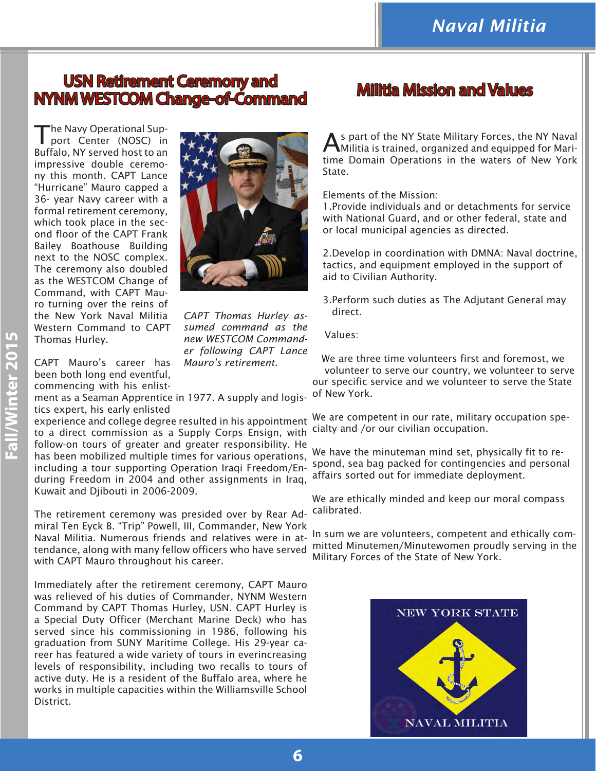## USN Retirement Ceremony and NYNM WESTCOM Change-of-Command

The Navy Operational Support Center (NOSC) in Buffalo, NY served host to an impressive double ceremony this month. CAPT Lance "Hurricane" Mauro capped a 36- year Navy career with a formal retirement ceremony, which took place in the second floor of the CAPT Frank Bailey Boathouse Building next to the NOSC complex. The ceremony also doubled as the WESTCOM Change of Command, with CAPT Mauro turning over the reins of the New York Naval Militia Western Command to CAPT Thomas Hurley.

*CAPT Thomas Hurley assumed command as the new WESTCOM Commander following CAPT Lance Mauro's retirement.*

CAPT Mauro's career has been both long end eventful, commencing with his enlistment as a Seaman Apprentice in 1977. A supply and logistics expert, his early enlisted experience and college degree resulted in his appointment to a direct commission as a Supply Corps Ensign, with follow-on tours of greater and greater responsibility. He has been mobilized multiple times for various operations, including a tour supporting Operation Iraqi Freedom/Enduring Freedom in 2004 and other assignments in Iraq, Kuwait and Djibouti in 2006-2009.

The retirement ceremony was presided over by Rear Admiral Ten Eyck B. "Trip" Powell, III, Commander, New York Naval Militia. Numerous friends and relatives were in attendance, along with many fellow officers who have served with CAPT Mauro throughout his career.

Immediately after the retirement ceremony, CAPT Mauro was relieved of his duties of Commander, NYNM Western Command by CAPT Thomas Hurley, USN. CAPT Hurley is a Special Duty Officer (Merchant Marine Deck) who has served since his commissioning in 1986, following his graduation from SUNY Maritime College. His 29-year career has featured a wide variety of tours in everincreasing levels of responsibility, including two recalls to tours of active duty. He is a resident of the Buffalo area, where he works in multiple capacities within the Williamsville School District.

## Militia Mission and Values

As part of the NY State Military Forces, the NY Naval Militia is trained, organized and equipped for Maritime Domain Operations in the waters of New York State.

Elements of the Mission:

1. Provide individuals and or detachments for service with National Guard, and or other federal, state and or local municipal agencies as directed.

2. Develop in coordination with DMNA: Naval doctrine, tactics, and equipment employed in the support of aid to Civilian Authority.

3. Perform such duties as The Adjutant General may direct.

Values:

We are three time volunteers first and foremost, we volunteer to serve our country, we volunteer to serve our specific service and we volunteer to serve the State of New York.

We are competent in our rate, military occupation specialty and /or our civilian occupation.

We have the minuteman mind set, physically fit to respond, sea bag packed for contingencies and personal affairs sorted out for immediate deployment.

We are ethically minded and keep our moral compass calibrated.

In sum we are volunteers, competent and ethically committed Minutemen/Minutewomen proudly serving in the Military Forces of the State of New York.

NEW YORK STATE

NAVAL MILITIA